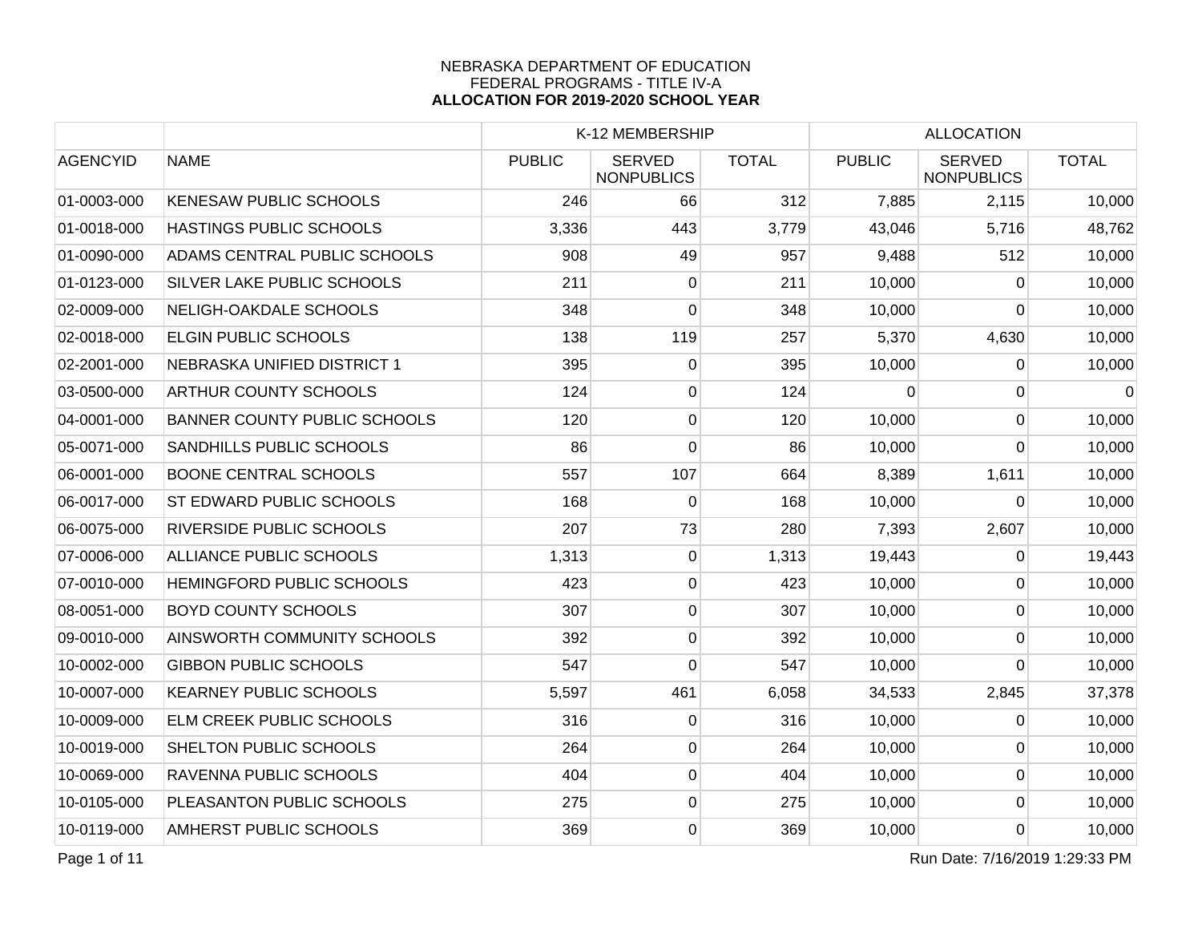NEBRASKA DEPARTMENT OF EDUCATION
FEDERAL PROGRAMS - TITLE IV-A
**ALLOCATION FOR 2019-2020 SCHOOL YEAR**

| | | K-12 MEMBERSHIP | | | ALLOCATION | | |
|---|---|---|---|---|---|---|---|
| AGENCYID | NAME | PUBLIC | SERVED NONPUBLICS | TOTAL | PUBLIC | SERVED NONPUBLICS | TOTAL |
| 01-0003-000 | KENESAW PUBLIC SCHOOLS | 246 | 66 | 312 | 7,885 | 2,115 | 10,000 |
| 01-0018-000 | HASTINGS PUBLIC SCHOOLS | 3,336 | 443 | 3,779 | 43,046 | 5,716 | 48,762 |
| 01-0090-000 | ADAMS CENTRAL PUBLIC SCHOOLS | 908 | 49 | 957 | 9,488 | 512 | 10,000 |
| 01-0123-000 | SILVER LAKE PUBLIC SCHOOLS | 211 | 0 | 211 | 10,000 | 0 | 10,000 |
| 02-0009-000 | NELIGH-OAKDALE SCHOOLS | 348 | 0 | 348 | 10,000 | 0 | 10,000 |
| 02-0018-000 | ELGIN PUBLIC SCHOOLS | 138 | 119 | 257 | 5,370 | 4,630 | 10,000 |
| 02-2001-000 | NEBRASKA UNIFIED DISTRICT 1 | 395 | 0 | 395 | 10,000 | 0 | 10,000 |
| 03-0500-000 | ARTHUR COUNTY SCHOOLS | 124 | 0 | 124 | 0 | 0 | 0 |
| 04-0001-000 | BANNER COUNTY PUBLIC SCHOOLS | 120 | 0 | 120 | 10,000 | 0 | 10,000 |
| 05-0071-000 | SANDHILLS PUBLIC SCHOOLS | 86 | 0 | 86 | 10,000 | 0 | 10,000 |
| 06-0001-000 | BOONE CENTRAL SCHOOLS | 557 | 107 | 664 | 8,389 | 1,611 | 10,000 |
| 06-0017-000 | ST EDWARD PUBLIC SCHOOLS | 168 | 0 | 168 | 10,000 | 0 | 10,000 |
| 06-0075-000 | RIVERSIDE PUBLIC SCHOOLS | 207 | 73 | 280 | 7,393 | 2,607 | 10,000 |
| 07-0006-000 | ALLIANCE PUBLIC SCHOOLS | 1,313 | 0 | 1,313 | 19,443 | 0 | 19,443 |
| 07-0010-000 | HEMINGFORD PUBLIC SCHOOLS | 423 | 0 | 423 | 10,000 | 0 | 10,000 |
| 08-0051-000 | BOYD COUNTY SCHOOLS | 307 | 0 | 307 | 10,000 | 0 | 10,000 |
| 09-0010-000 | AINSWORTH COMMUNITY SCHOOLS | 392 | 0 | 392 | 10,000 | 0 | 10,000 |
| 10-0002-000 | GIBBON PUBLIC SCHOOLS | 547 | 0 | 547 | 10,000 | 0 | 10,000 |
| 10-0007-000 | KEARNEY PUBLIC SCHOOLS | 5,597 | 461 | 6,058 | 34,533 | 2,845 | 37,378 |
| 10-0009-000 | ELM CREEK PUBLIC SCHOOLS | 316 | 0 | 316 | 10,000 | 0 | 10,000 |
| 10-0019-000 | SHELTON PUBLIC SCHOOLS | 264 | 0 | 264 | 10,000 | 0 | 10,000 |
| 10-0069-000 | RAVENNA PUBLIC SCHOOLS | 404 | 0 | 404 | 10,000 | 0 | 10,000 |
| 10-0105-000 | PLEASANTON PUBLIC SCHOOLS | 275 | 0 | 275 | 10,000 | 0 | 10,000 |
| 10-0119-000 | AMHERST PUBLIC SCHOOLS | 369 | 0 | 369 | 10,000 | 0 | 10,000 |

Run Date: 7/16/2019 1:29:33 PM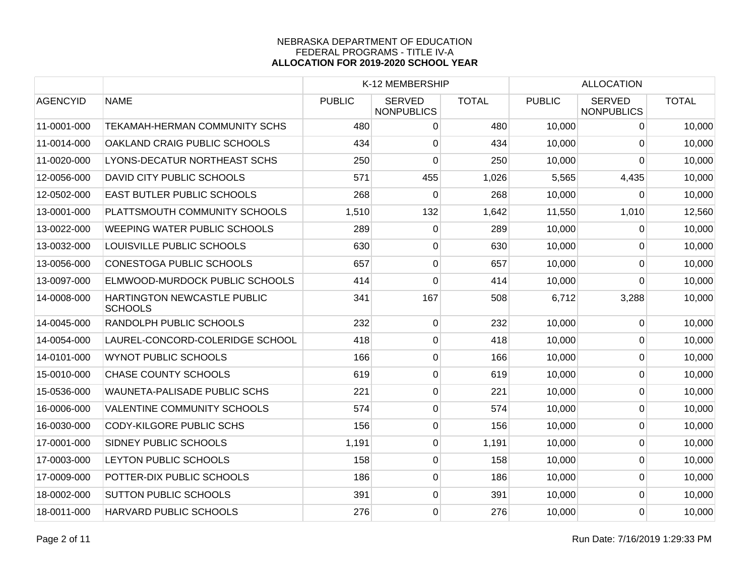NEBRASKA DEPARTMENT OF EDUCATION
FEDERAL PROGRAMS - TITLE IV-A
**ALLOCATION FOR 2019-2020 SCHOOL YEAR**

| | | K-12 MEMBERSHIP | | | ALLOCATION | | |
|---|---|---|---|---|---|---|---|
| AGENCYID | NAME | PUBLIC | SERVED NONPUBLICS | TOTAL | PUBLIC | SERVED NONPUBLICS | TOTAL |
| 11-0001-000 | TEKAMAH-HERMAN COMMUNITY SCHS | 480 | 0 | 480 | 10,000 | 0 | 10,000 |
| 11-0014-000 | OAKLAND CRAIG PUBLIC SCHOOLS | 434 | 0 | 434 | 10,000 | 0 | 10,000 |
| 11-0020-000 | LYONS-DECATUR NORTHEAST SCHS | 250 | 0 | 250 | 10,000 | 0 | 10,000 |
| 12-0056-000 | DAVID CITY PUBLIC SCHOOLS | 571 | 455 | 1,026 | 5,565 | 4,435 | 10,000 |
| 12-0502-000 | EAST BUTLER PUBLIC SCHOOLS | 268 | 0 | 268 | 10,000 | 0 | 10,000 |
| 13-0001-000 | PLATTSMOUTH COMMUNITY SCHOOLS | 1,510 | 132 | 1,642 | 11,550 | 1,010 | 12,560 |
| 13-0022-000 | WEEPING WATER PUBLIC SCHOOLS | 289 | 0 | 289 | 10,000 | 0 | 10,000 |
| 13-0032-000 | LOUISVILLE PUBLIC SCHOOLS | 630 | 0 | 630 | 10,000 | 0 | 10,000 |
| 13-0056-000 | CONESTOGA PUBLIC SCHOOLS | 657 | 0 | 657 | 10,000 | 0 | 10,000 |
| 13-0097-000 | ELMWOOD-MURDOCK PUBLIC SCHOOLS | 414 | 0 | 414 | 10,000 | 0 | 10,000 |
| 14-0008-000 | HARTINGTON NEWCASTLE PUBLIC SCHOOLS | 341 | 167 | 508 | 6,712 | 3,288 | 10,000 |
| 14-0045-000 | RANDOLPH PUBLIC SCHOOLS | 232 | 0 | 232 | 10,000 | 0 | 10,000 |
| 14-0054-000 | LAUREL-CONCORD-COLERIDGE SCHOOL | 418 | 0 | 418 | 10,000 | 0 | 10,000 |
| 14-0101-000 | WYNOT PUBLIC SCHOOLS | 166 | 0 | 166 | 10,000 | 0 | 10,000 |
| 15-0010-000 | CHASE COUNTY SCHOOLS | 619 | 0 | 619 | 10,000 | 0 | 10,000 |
| 15-0536-000 | WAUNETA-PALISADE PUBLIC SCHS | 221 | 0 | 221 | 10,000 | 0 | 10,000 |
| 16-0006-000 | VALENTINE COMMUNITY SCHOOLS | 574 | 0 | 574 | 10,000 | 0 | 10,000 |
| 16-0030-000 | CODY-KILGORE PUBLIC SCHS | 156 | 0 | 156 | 10,000 | 0 | 10,000 |
| 17-0001-000 | SIDNEY PUBLIC SCHOOLS | 1,191 | 0 | 1,191 | 10,000 | 0 | 10,000 |
| 17-0003-000 | LEYTON PUBLIC SCHOOLS | 158 | 0 | 158 | 10,000 | 0 | 10,000 |
| 17-0009-000 | POTTER-DIX PUBLIC SCHOOLS | 186 | 0 | 186 | 10,000 | 0 | 10,000 |
| 18-0002-000 | SUTTON PUBLIC SCHOOLS | 391 | 0 | 391 | 10,000 | 0 | 10,000 |
| 18-0011-000 | HARVARD PUBLIC SCHOOLS | 276 | 0 | 276 | 10,000 | 0 | 10,000 |

Run Date: 7/16/2019 1:29:33 PM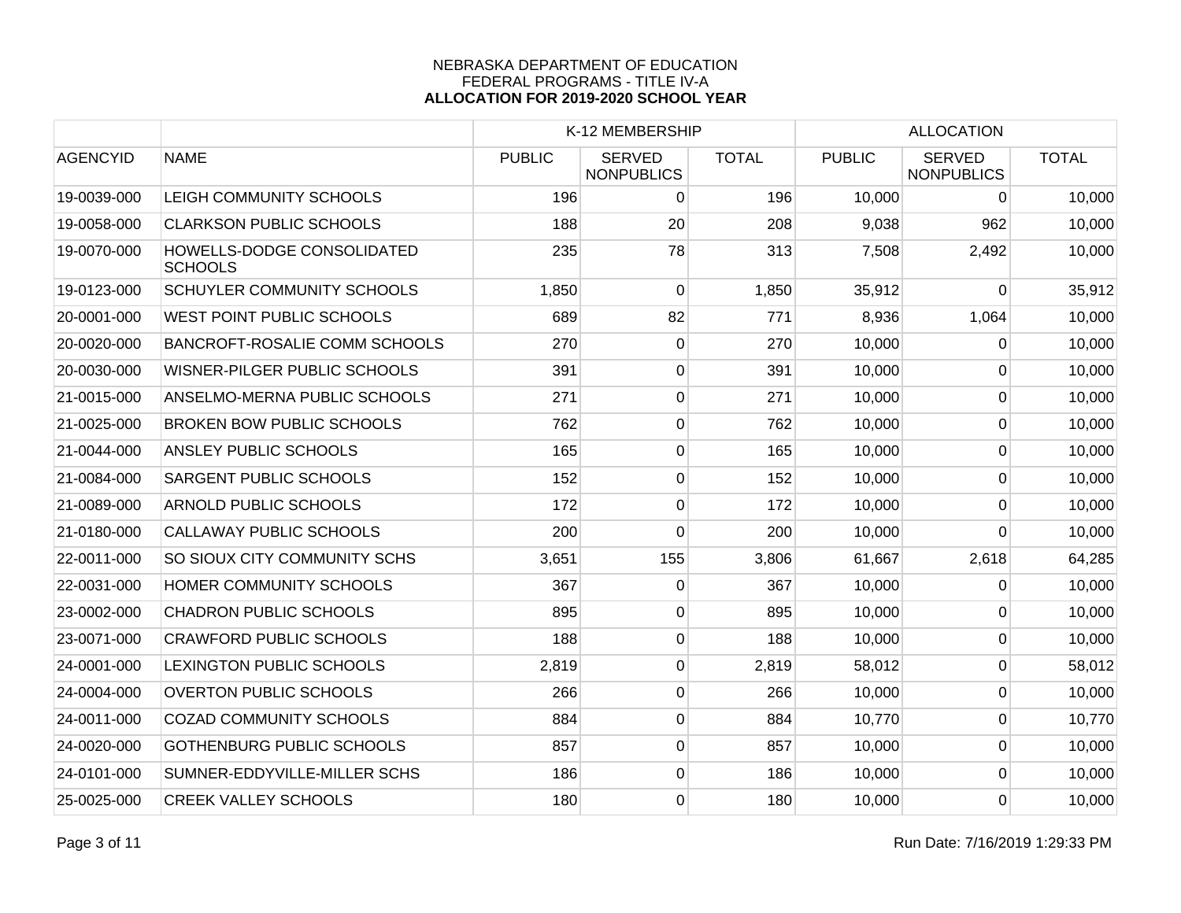NEBRASKA DEPARTMENT OF EDUCATION
FEDERAL PROGRAMS - TITLE IV-A
**ALLOCATION FOR 2019-2020 SCHOOL YEAR**

| | | K-12 MEMBERSHIP | | | ALLOCATION | | |
|---|---|---|---|---|---|---|---|
| AGENCYID | NAME | PUBLIC | SERVED NONPUBLICS | TOTAL | PUBLIC | SERVED NONPUBLICS | TOTAL |
| 19-0039-000 | LEIGH COMMUNITY SCHOOLS | 196 | 0 | 196 | 10,000 | 0 | 10,000 |
| 19-0058-000 | CLARKSON PUBLIC SCHOOLS | 188 | 20 | 208 | 9,038 | 962 | 10,000 |
| 19-0070-000 | HOWELLS-DODGE CONSOLIDATED SCHOOLS | 235 | 78 | 313 | 7,508 | 2,492 | 10,000 |
| 19-0123-000 | SCHUYLER COMMUNITY SCHOOLS | 1,850 | 0 | 1,850 | 35,912 | 0 | 35,912 |
| 20-0001-000 | WEST POINT PUBLIC SCHOOLS | 689 | 82 | 771 | 8,936 | 1,064 | 10,000 |
| 20-0020-000 | BANCROFT-ROSALIE COMM SCHOOLS | 270 | 0 | 270 | 10,000 | 0 | 10,000 |
| 20-0030-000 | WISNER-PILGER PUBLIC SCHOOLS | 391 | 0 | 391 | 10,000 | 0 | 10,000 |
| 21-0015-000 | ANSELMO-MERNA PUBLIC SCHOOLS | 271 | 0 | 271 | 10,000 | 0 | 10,000 |
| 21-0025-000 | BROKEN BOW PUBLIC SCHOOLS | 762 | 0 | 762 | 10,000 | 0 | 10,000 |
| 21-0044-000 | ANSLEY PUBLIC SCHOOLS | 165 | 0 | 165 | 10,000 | 0 | 10,000 |
| 21-0084-000 | SARGENT PUBLIC SCHOOLS | 152 | 0 | 152 | 10,000 | 0 | 10,000 |
| 21-0089-000 | ARNOLD PUBLIC SCHOOLS | 172 | 0 | 172 | 10,000 | 0 | 10,000 |
| 21-0180-000 | CALLAWAY PUBLIC SCHOOLS | 200 | 0 | 200 | 10,000 | 0 | 10,000 |
| 22-0011-000 | SO SIOUX CITY COMMUNITY SCHS | 3,651 | 155 | 3,806 | 61,667 | 2,618 | 64,285 |
| 22-0031-000 | HOMER COMMUNITY SCHOOLS | 367 | 0 | 367 | 10,000 | 0 | 10,000 |
| 23-0002-000 | CHADRON PUBLIC SCHOOLS | 895 | 0 | 895 | 10,000 | 0 | 10,000 |
| 23-0071-000 | CRAWFORD PUBLIC SCHOOLS | 188 | 0 | 188 | 10,000 | 0 | 10,000 |
| 24-0001-000 | LEXINGTON PUBLIC SCHOOLS | 2,819 | 0 | 2,819 | 58,012 | 0 | 58,012 |
| 24-0004-000 | OVERTON PUBLIC SCHOOLS | 266 | 0 | 266 | 10,000 | 0 | 10,000 |
| 24-0011-000 | COZAD COMMUNITY SCHOOLS | 884 | 0 | 884 | 10,770 | 0 | 10,770 |
| 24-0020-000 | GOTHENBURG PUBLIC SCHOOLS | 857 | 0 | 857 | 10,000 | 0 | 10,000 |
| 24-0101-000 | SUMNER-EDDYVILLE-MILLER SCHS | 186 | 0 | 186 | 10,000 | 0 | 10,000 |
| 25-0025-000 | CREEK VALLEY SCHOOLS | 180 | 0 | 180 | 10,000 | 0 | 10,000 |

Run Date: 7/16/2019 1:29:33 PM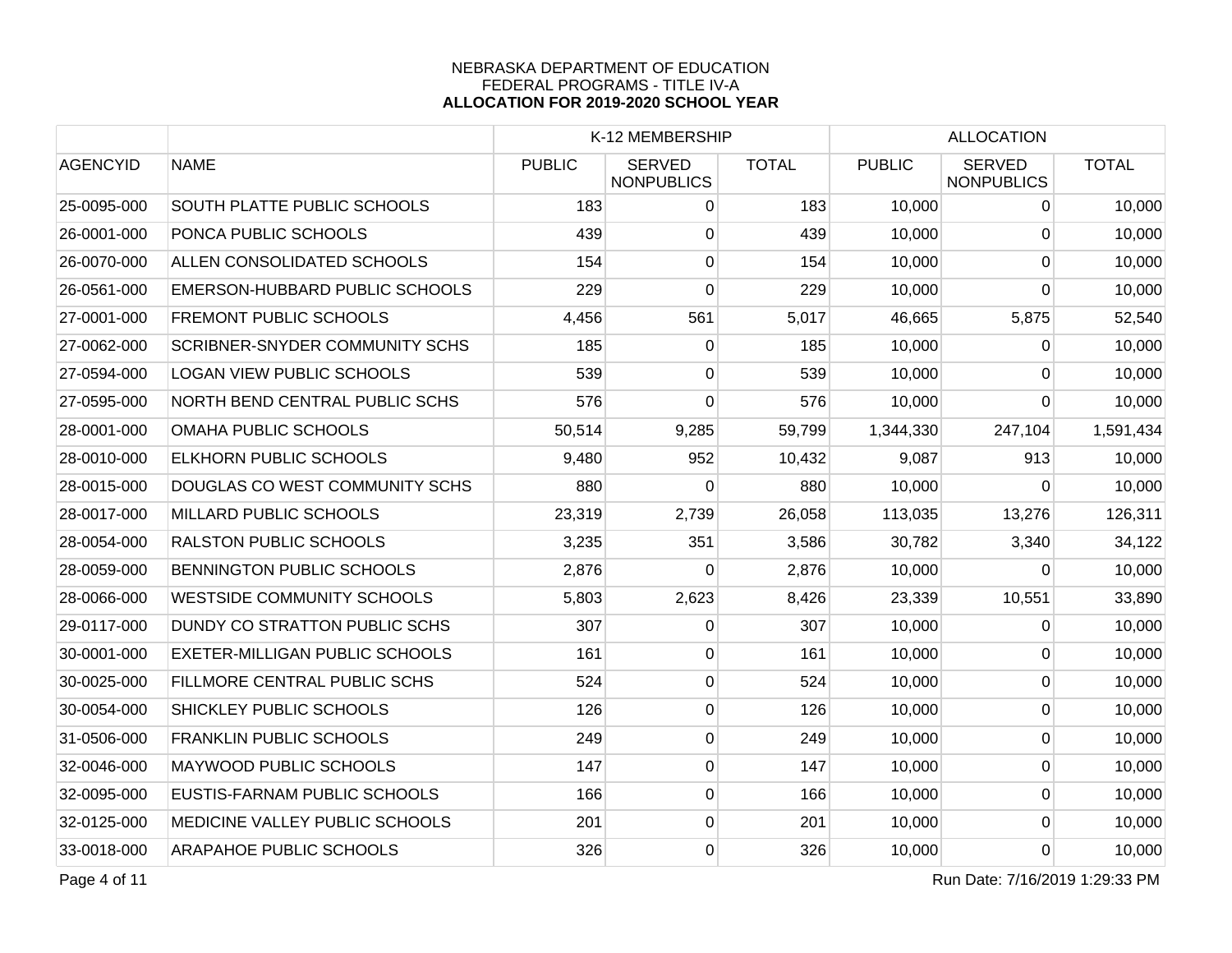NEBRASKA DEPARTMENT OF EDUCATION
FEDERAL PROGRAMS - TITLE IV-A
**ALLOCATION FOR 2019-2020 SCHOOL YEAR**

| | | K-12 MEMBERSHIP | | | ALLOCATION | | |
|---|---|---|---|---|---|---|---|
| AGENCYID | NAME | PUBLIC | SERVED NONPUBLICS | TOTAL | PUBLIC | SERVED NONPUBLICS | TOTAL |
| 25-0095-000 | SOUTH PLATTE PUBLIC SCHOOLS | 183 | 0 | 183 | 10,000 | 0 | 10,000 |
| 26-0001-000 | PONCA PUBLIC SCHOOLS | 439 | 0 | 439 | 10,000 | 0 | 10,000 |
| 26-0070-000 | ALLEN CONSOLIDATED SCHOOLS | 154 | 0 | 154 | 10,000 | 0 | 10,000 |
| 26-0561-000 | EMERSON-HUBBARD PUBLIC SCHOOLS | 229 | 0 | 229 | 10,000 | 0 | 10,000 |
| 27-0001-000 | FREMONT PUBLIC SCHOOLS | 4,456 | 561 | 5,017 | 46,665 | 5,875 | 52,540 |
| 27-0062-000 | SCRIBNER-SNYDER COMMUNITY SCHS | 185 | 0 | 185 | 10,000 | 0 | 10,000 |
| 27-0594-000 | LOGAN VIEW PUBLIC SCHOOLS | 539 | 0 | 539 | 10,000 | 0 | 10,000 |
| 27-0595-000 | NORTH BEND CENTRAL PUBLIC SCHS | 576 | 0 | 576 | 10,000 | 0 | 10,000 |
| 28-0001-000 | OMAHA PUBLIC SCHOOLS | 50,514 | 9,285 | 59,799 | 1,344,330 | 247,104 | 1,591,434 |
| 28-0010-000 | ELKHORN PUBLIC SCHOOLS | 9,480 | 952 | 10,432 | 9,087 | 913 | 10,000 |
| 28-0015-000 | DOUGLAS CO WEST COMMUNITY SCHS | 880 | 0 | 880 | 10,000 | 0 | 10,000 |
| 28-0017-000 | MILLARD PUBLIC SCHOOLS | 23,319 | 2,739 | 26,058 | 113,035 | 13,276 | 126,311 |
| 28-0054-000 | RALSTON PUBLIC SCHOOLS | 3,235 | 351 | 3,586 | 30,782 | 3,340 | 34,122 |
| 28-0059-000 | BENNINGTON PUBLIC SCHOOLS | 2,876 | 0 | 2,876 | 10,000 | 0 | 10,000 |
| 28-0066-000 | WESTSIDE COMMUNITY SCHOOLS | 5,803 | 2,623 | 8,426 | 23,339 | 10,551 | 33,890 |
| 29-0117-000 | DUNDY CO STRATTON PUBLIC SCHS | 307 | 0 | 307 | 10,000 | 0 | 10,000 |
| 30-0001-000 | EXETER-MILLIGAN PUBLIC SCHOOLS | 161 | 0 | 161 | 10,000 | 0 | 10,000 |
| 30-0025-000 | FILLMORE CENTRAL PUBLIC SCHS | 524 | 0 | 524 | 10,000 | 0 | 10,000 |
| 30-0054-000 | SHICKLEY PUBLIC SCHOOLS | 126 | 0 | 126 | 10,000 | 0 | 10,000 |
| 31-0506-000 | FRANKLIN PUBLIC SCHOOLS | 249 | 0 | 249 | 10,000 | 0 | 10,000 |
| 32-0046-000 | MAYWOOD PUBLIC SCHOOLS | 147 | 0 | 147 | 10,000 | 0 | 10,000 |
| 32-0095-000 | EUSTIS-FARNAM PUBLIC SCHOOLS | 166 | 0 | 166 | 10,000 | 0 | 10,000 |
| 32-0125-000 | MEDICINE VALLEY PUBLIC SCHOOLS | 201 | 0 | 201 | 10,000 | 0 | 10,000 |
| 33-0018-000 | ARAPAHOE PUBLIC SCHOOLS | 326 | 0 | 326 | 10,000 | 0 | 10,000 |

Run Date: 7/16/2019 1:29:33 PM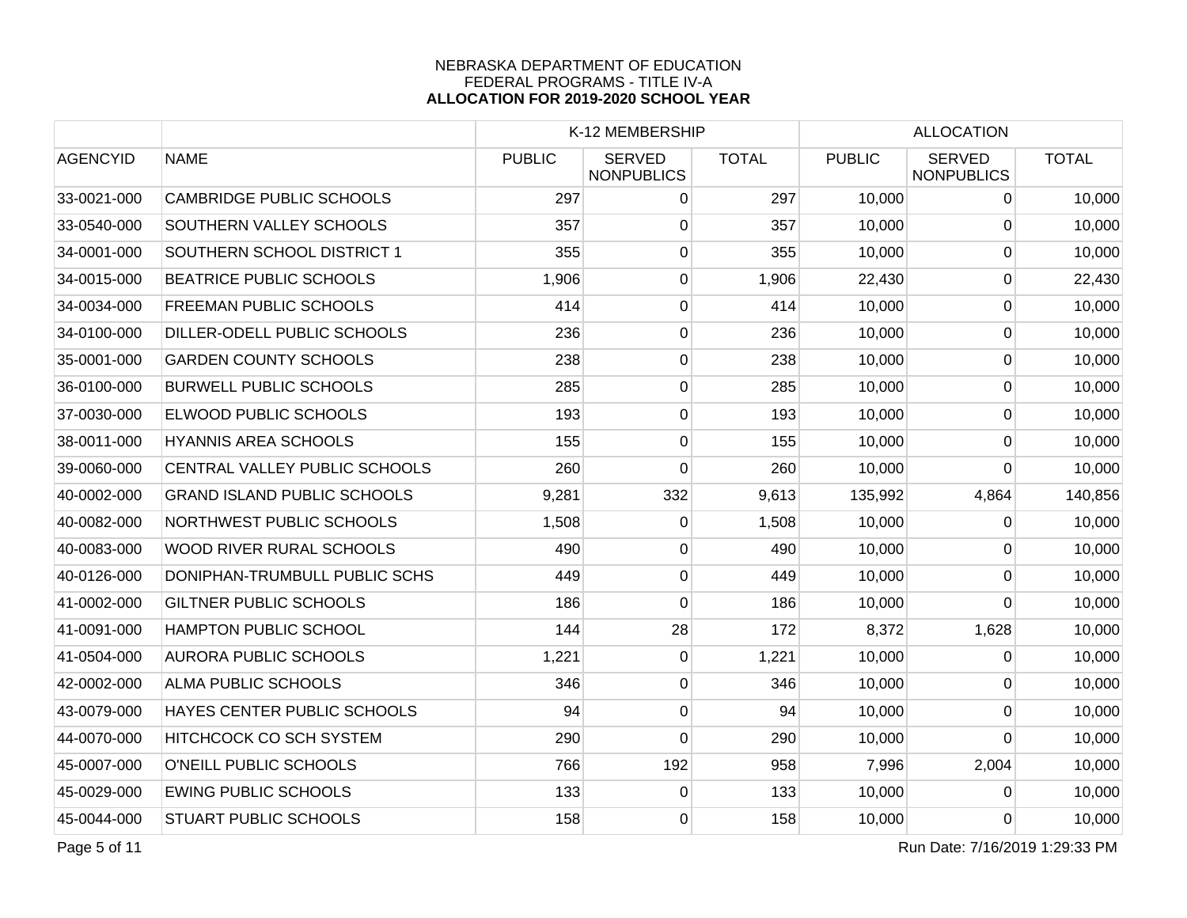NEBRASKA DEPARTMENT OF EDUCATION
FEDERAL PROGRAMS - TITLE IV-A
**ALLOCATION FOR 2019-2020 SCHOOL YEAR**

| | | K-12 MEMBERSHIP | | | ALLOCATION | | |
|---|---|---|---|---|---|---|---|
| AGENCYID | NAME | PUBLIC | SERVED NONPUBLICS | TOTAL | PUBLIC | SERVED NONPUBLICS | TOTAL |
| 33-0021-000 | CAMBRIDGE PUBLIC SCHOOLS | 297 | 0 | 297 | 10,000 | 0 | 10,000 |
| 33-0540-000 | SOUTHERN VALLEY SCHOOLS | 357 | 0 | 357 | 10,000 | 0 | 10,000 |
| 34-0001-000 | SOUTHERN SCHOOL DISTRICT 1 | 355 | 0 | 355 | 10,000 | 0 | 10,000 |
| 34-0015-000 | BEATRICE PUBLIC SCHOOLS | 1,906 | 0 | 1,906 | 22,430 | 0 | 22,430 |
| 34-0034-000 | FREEMAN PUBLIC SCHOOLS | 414 | 0 | 414 | 10,000 | 0 | 10,000 |
| 34-0100-000 | DILLER-ODELL PUBLIC SCHOOLS | 236 | 0 | 236 | 10,000 | 0 | 10,000 |
| 35-0001-000 | GARDEN COUNTY SCHOOLS | 238 | 0 | 238 | 10,000 | 0 | 10,000 |
| 36-0100-000 | BURWELL PUBLIC SCHOOLS | 285 | 0 | 285 | 10,000 | 0 | 10,000 |
| 37-0030-000 | ELWOOD PUBLIC SCHOOLS | 193 | 0 | 193 | 10,000 | 0 | 10,000 |
| 38-0011-000 | HYANNIS AREA SCHOOLS | 155 | 0 | 155 | 10,000 | 0 | 10,000 |
| 39-0060-000 | CENTRAL VALLEY PUBLIC SCHOOLS | 260 | 0 | 260 | 10,000 | 0 | 10,000 |
| 40-0002-000 | GRAND ISLAND PUBLIC SCHOOLS | 9,281 | 332 | 9,613 | 135,992 | 4,864 | 140,856 |
| 40-0082-000 | NORTHWEST PUBLIC SCHOOLS | 1,508 | 0 | 1,508 | 10,000 | 0 | 10,000 |
| 40-0083-000 | WOOD RIVER RURAL SCHOOLS | 490 | 0 | 490 | 10,000 | 0 | 10,000 |
| 40-0126-000 | DONIPHAN-TRUMBULL PUBLIC SCHS | 449 | 0 | 449 | 10,000 | 0 | 10,000 |
| 41-0002-000 | GILTNER PUBLIC SCHOOLS | 186 | 0 | 186 | 10,000 | 0 | 10,000 |
| 41-0091-000 | HAMPTON PUBLIC SCHOOL | 144 | 28 | 172 | 8,372 | 1,628 | 10,000 |
| 41-0504-000 | AURORA PUBLIC SCHOOLS | 1,221 | 0 | 1,221 | 10,000 | 0 | 10,000 |
| 42-0002-000 | ALMA PUBLIC SCHOOLS | 346 | 0 | 346 | 10,000 | 0 | 10,000 |
| 43-0079-000 | HAYES CENTER PUBLIC SCHOOLS | 94 | 0 | 94 | 10,000 | 0 | 10,000 |
| 44-0070-000 | HITCHCOCK CO SCH SYSTEM | 290 | 0 | 290 | 10,000 | 0 | 10,000 |
| 45-0007-000 | O'NEILL PUBLIC SCHOOLS | 766 | 192 | 958 | 7,996 | 2,004 | 10,000 |
| 45-0029-000 | EWING PUBLIC SCHOOLS | 133 | 0 | 133 | 10,000 | 0 | 10,000 |
| 45-0044-000 | STUART PUBLIC SCHOOLS | 158 | 0 | 158 | 10,000 | 0 | 10,000 |

Run Date: 7/16/2019 1:29:33 PM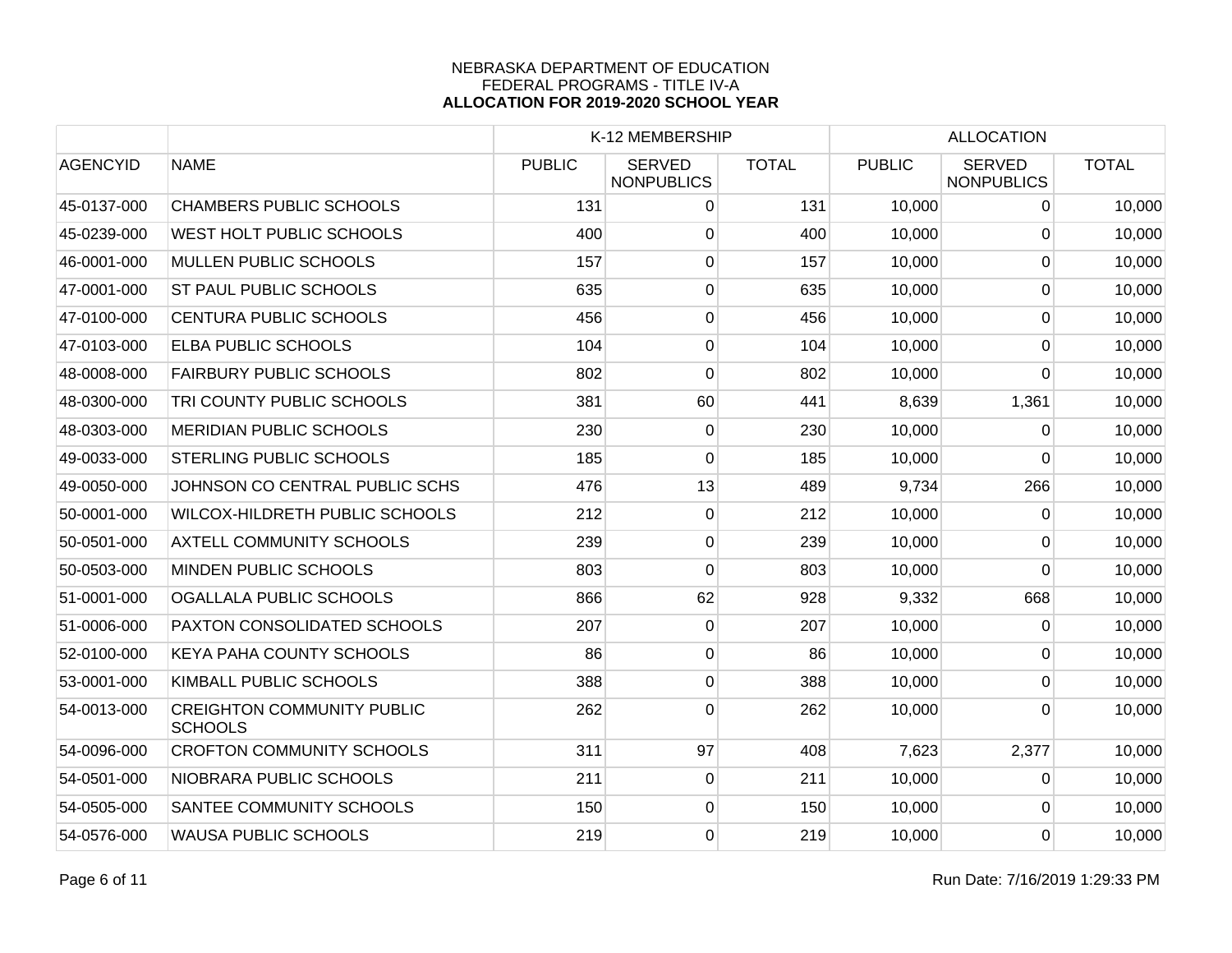NEBRASKA DEPARTMENT OF EDUCATION
FEDERAL PROGRAMS - TITLE IV-A
**ALLOCATION FOR 2019-2020 SCHOOL YEAR**

| | | K-12 MEMBERSHIP | | | ALLOCATION | | |
|---|---|---|---|---|---|---|---|
| AGENCYID | NAME | PUBLIC | SERVED NONPUBLICS | TOTAL | PUBLIC | SERVED NONPUBLICS | TOTAL |
| 45-0137-000 | CHAMBERS PUBLIC SCHOOLS | 131 | 0 | 131 | 10,000 | 0 | 10,000 |
| 45-0239-000 | WEST HOLT PUBLIC SCHOOLS | 400 | 0 | 400 | 10,000 | 0 | 10,000 |
| 46-0001-000 | MULLEN PUBLIC SCHOOLS | 157 | 0 | 157 | 10,000 | 0 | 10,000 |
| 47-0001-000 | ST PAUL PUBLIC SCHOOLS | 635 | 0 | 635 | 10,000 | 0 | 10,000 |
| 47-0100-000 | CENTURA PUBLIC SCHOOLS | 456 | 0 | 456 | 10,000 | 0 | 10,000 |
| 47-0103-000 | ELBA PUBLIC SCHOOLS | 104 | 0 | 104 | 10,000 | 0 | 10,000 |
| 48-0008-000 | FAIRBURY PUBLIC SCHOOLS | 802 | 0 | 802 | 10,000 | 0 | 10,000 |
| 48-0300-000 | TRI COUNTY PUBLIC SCHOOLS | 381 | 60 | 441 | 8,639 | 1,361 | 10,000 |
| 48-0303-000 | MERIDIAN PUBLIC SCHOOLS | 230 | 0 | 230 | 10,000 | 0 | 10,000 |
| 49-0033-000 | STERLING PUBLIC SCHOOLS | 185 | 0 | 185 | 10,000 | 0 | 10,000 |
| 49-0050-000 | JOHNSON CO CENTRAL PUBLIC SCHS | 476 | 13 | 489 | 9,734 | 266 | 10,000 |
| 50-0001-000 | WILCOX-HILDRETH PUBLIC SCHOOLS | 212 | 0 | 212 | 10,000 | 0 | 10,000 |
| 50-0501-000 | AXTELL COMMUNITY SCHOOLS | 239 | 0 | 239 | 10,000 | 0 | 10,000 |
| 50-0503-000 | MINDEN PUBLIC SCHOOLS | 803 | 0 | 803 | 10,000 | 0 | 10,000 |
| 51-0001-000 | OGALLALA PUBLIC SCHOOLS | 866 | 62 | 928 | 9,332 | 668 | 10,000 |
| 51-0006-000 | PAXTON CONSOLIDATED SCHOOLS | 207 | 0 | 207 | 10,000 | 0 | 10,000 |
| 52-0100-000 | KEYA PAHA COUNTY SCHOOLS | 86 | 0 | 86 | 10,000 | 0 | 10,000 |
| 53-0001-000 | KIMBALL PUBLIC SCHOOLS | 388 | 0 | 388 | 10,000 | 0 | 10,000 |
| 54-0013-000 | CREIGHTON COMMUNITY PUBLIC SCHOOLS | 262 | 0 | 262 | 10,000 | 0 | 10,000 |
| 54-0096-000 | CROFTON COMMUNITY SCHOOLS | 311 | 97 | 408 | 7,623 | 2,377 | 10,000 |
| 54-0501-000 | NIOBRARA PUBLIC SCHOOLS | 211 | 0 | 211 | 10,000 | 0 | 10,000 |
| 54-0505-000 | SANTEE COMMUNITY SCHOOLS | 150 | 0 | 150 | 10,000 | 0 | 10,000 |
| 54-0576-000 | WAUSA PUBLIC SCHOOLS | 219 | 0 | 219 | 10,000 | 0 | 10,000 |

Run Date: 7/16/2019 1:29:33 PM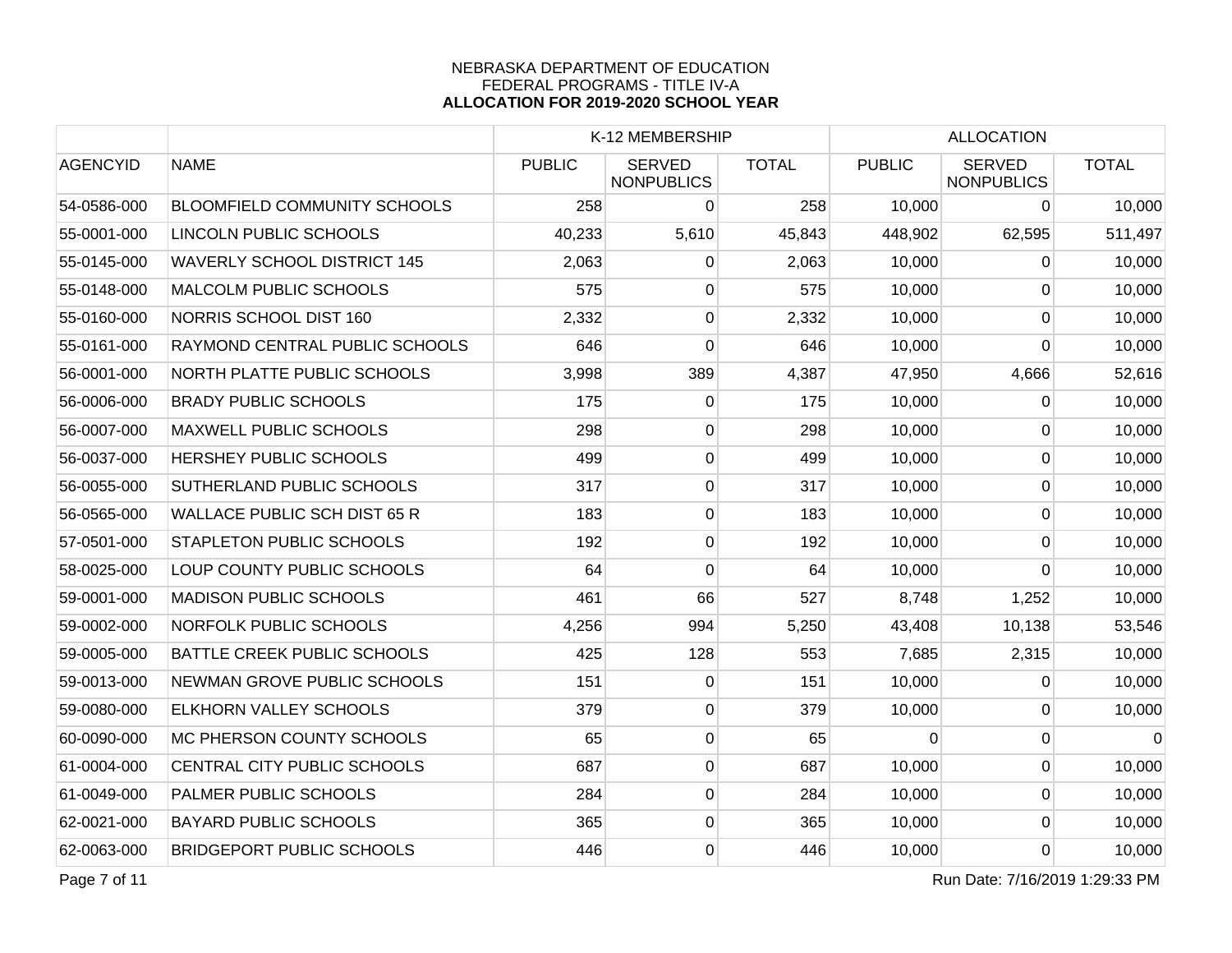NEBRASKA DEPARTMENT OF EDUCATION
FEDERAL PROGRAMS - TITLE IV-A
**ALLOCATION FOR 2019-2020 SCHOOL YEAR**

| | | K-12 MEMBERSHIP | | | ALLOCATION | | |
|---|---|---|---|---|---|---|---|
| AGENCYID | NAME | PUBLIC | SERVED NONPUBLICS | TOTAL | PUBLIC | SERVED NONPUBLICS | TOTAL |
| 54-0586-000 | BLOOMFIELD COMMUNITY SCHOOLS | 258 | 0 | 258 | 10,000 | 0 | 10,000 |
| 55-0001-000 | LINCOLN PUBLIC SCHOOLS | 40,233 | 5,610 | 45,843 | 448,902 | 62,595 | 511,497 |
| 55-0145-000 | WAVERLY SCHOOL DISTRICT 145 | 2,063 | 0 | 2,063 | 10,000 | 0 | 10,000 |
| 55-0148-000 | MALCOLM PUBLIC SCHOOLS | 575 | 0 | 575 | 10,000 | 0 | 10,000 |
| 55-0160-000 | NORRIS SCHOOL DIST 160 | 2,332 | 0 | 2,332 | 10,000 | 0 | 10,000 |
| 55-0161-000 | RAYMOND CENTRAL PUBLIC SCHOOLS | 646 | 0 | 646 | 10,000 | 0 | 10,000 |
| 56-0001-000 | NORTH PLATTE PUBLIC SCHOOLS | 3,998 | 389 | 4,387 | 47,950 | 4,666 | 52,616 |
| 56-0006-000 | BRADY PUBLIC SCHOOLS | 175 | 0 | 175 | 10,000 | 0 | 10,000 |
| 56-0007-000 | MAXWELL PUBLIC SCHOOLS | 298 | 0 | 298 | 10,000 | 0 | 10,000 |
| 56-0037-000 | HERSHEY PUBLIC SCHOOLS | 499 | 0 | 499 | 10,000 | 0 | 10,000 |
| 56-0055-000 | SUTHERLAND PUBLIC SCHOOLS | 317 | 0 | 317 | 10,000 | 0 | 10,000 |
| 56-0565-000 | WALLACE PUBLIC SCH DIST 65 R | 183 | 0 | 183 | 10,000 | 0 | 10,000 |
| 57-0501-000 | STAPLETON PUBLIC SCHOOLS | 192 | 0 | 192 | 10,000 | 0 | 10,000 |
| 58-0025-000 | LOUP COUNTY PUBLIC SCHOOLS | 64 | 0 | 64 | 10,000 | 0 | 10,000 |
| 59-0001-000 | MADISON PUBLIC SCHOOLS | 461 | 66 | 527 | 8,748 | 1,252 | 10,000 |
| 59-0002-000 | NORFOLK PUBLIC SCHOOLS | 4,256 | 994 | 5,250 | 43,408 | 10,138 | 53,546 |
| 59-0005-000 | BATTLE CREEK PUBLIC SCHOOLS | 425 | 128 | 553 | 7,685 | 2,315 | 10,000 |
| 59-0013-000 | NEWMAN GROVE PUBLIC SCHOOLS | 151 | 0 | 151 | 10,000 | 0 | 10,000 |
| 59-0080-000 | ELKHORN VALLEY SCHOOLS | 379 | 0 | 379 | 10,000 | 0 | 10,000 |
| 60-0090-000 | MC PHERSON COUNTY SCHOOLS | 65 | 0 | 65 | 0 | 0 | 0 |
| 61-0004-000 | CENTRAL CITY PUBLIC SCHOOLS | 687 | 0 | 687 | 10,000 | 0 | 10,000 |
| 61-0049-000 | PALMER PUBLIC SCHOOLS | 284 | 0 | 284 | 10,000 | 0 | 10,000 |
| 62-0021-000 | BAYARD PUBLIC SCHOOLS | 365 | 0 | 365 | 10,000 | 0 | 10,000 |
| 62-0063-000 | BRIDGEPORT PUBLIC SCHOOLS | 446 | 0 | 446 | 10,000 | 0 | 10,000 |

Run Date: 7/16/2019 1:29:33 PM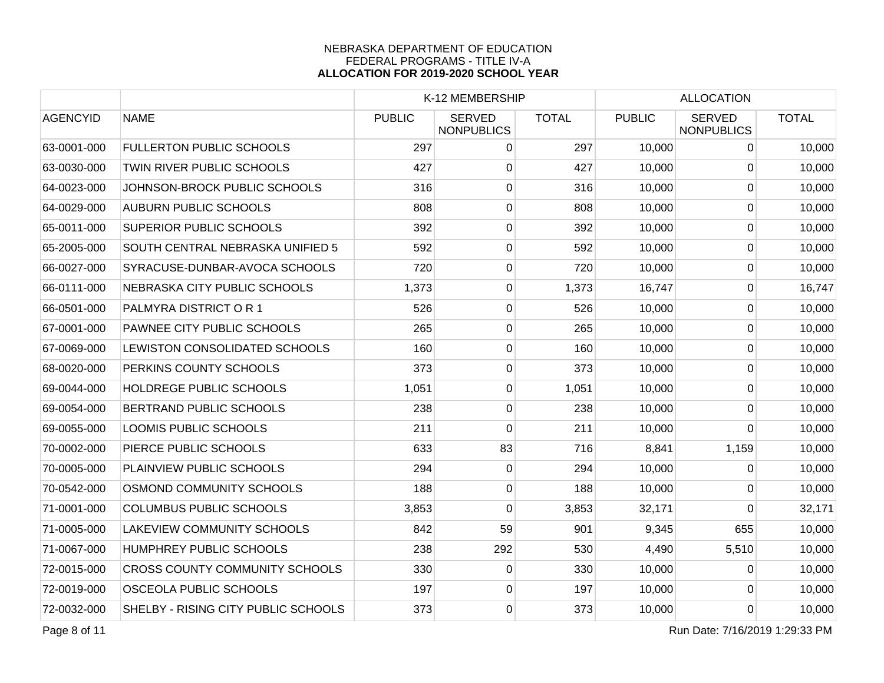NEBRASKA DEPARTMENT OF EDUCATION
FEDERAL PROGRAMS - TITLE IV-A
**ALLOCATION FOR 2019-2020 SCHOOL YEAR**

| | | K-12 MEMBERSHIP | | | ALLOCATION | | |
|---|---|---|---|---|---|---|---|
| AGENCYID | NAME | PUBLIC | SERVED NONPUBLICS | TOTAL | PUBLIC | SERVED NONPUBLICS | TOTAL |
| 63-0001-000 | FULLERTON PUBLIC SCHOOLS | 297 | 0 | 297 | 10,000 | 0 | 10,000 |
| 63-0030-000 | TWIN RIVER PUBLIC SCHOOLS | 427 | 0 | 427 | 10,000 | 0 | 10,000 |
| 64-0023-000 | JOHNSON-BROCK PUBLIC SCHOOLS | 316 | 0 | 316 | 10,000 | 0 | 10,000 |
| 64-0029-000 | AUBURN PUBLIC SCHOOLS | 808 | 0 | 808 | 10,000 | 0 | 10,000 |
| 65-0011-000 | SUPERIOR PUBLIC SCHOOLS | 392 | 0 | 392 | 10,000 | 0 | 10,000 |
| 65-2005-000 | SOUTH CENTRAL NEBRASKA UNIFIED 5 | 592 | 0 | 592 | 10,000 | 0 | 10,000 |
| 66-0027-000 | SYRACUSE-DUNBAR-AVOCA SCHOOLS | 720 | 0 | 720 | 10,000 | 0 | 10,000 |
| 66-0111-000 | NEBRASKA CITY PUBLIC SCHOOLS | 1,373 | 0 | 1,373 | 16,747 | 0 | 16,747 |
| 66-0501-000 | PALMYRA DISTRICT O R 1 | 526 | 0 | 526 | 10,000 | 0 | 10,000 |
| 67-0001-000 | PAWNEE CITY PUBLIC SCHOOLS | 265 | 0 | 265 | 10,000 | 0 | 10,000 |
| 67-0069-000 | LEWISTON CONSOLIDATED SCHOOLS | 160 | 0 | 160 | 10,000 | 0 | 10,000 |
| 68-0020-000 | PERKINS COUNTY SCHOOLS | 373 | 0 | 373 | 10,000 | 0 | 10,000 |
| 69-0044-000 | HOLDREGE PUBLIC SCHOOLS | 1,051 | 0 | 1,051 | 10,000 | 0 | 10,000 |
| 69-0054-000 | BERTRAND PUBLIC SCHOOLS | 238 | 0 | 238 | 10,000 | 0 | 10,000 |
| 69-0055-000 | LOOMIS PUBLIC SCHOOLS | 211 | 0 | 211 | 10,000 | 0 | 10,000 |
| 70-0002-000 | PIERCE PUBLIC SCHOOLS | 633 | 83 | 716 | 8,841 | 1,159 | 10,000 |
| 70-0005-000 | PLAINVIEW PUBLIC SCHOOLS | 294 | 0 | 294 | 10,000 | 0 | 10,000 |
| 70-0542-000 | OSMOND COMMUNITY SCHOOLS | 188 | 0 | 188 | 10,000 | 0 | 10,000 |
| 71-0001-000 | COLUMBUS PUBLIC SCHOOLS | 3,853 | 0 | 3,853 | 32,171 | 0 | 32,171 |
| 71-0005-000 | LAKEVIEW COMMUNITY SCHOOLS | 842 | 59 | 901 | 9,345 | 655 | 10,000 |
| 71-0067-000 | HUMPHREY PUBLIC SCHOOLS | 238 | 292 | 530 | 4,490 | 5,510 | 10,000 |
| 72-0015-000 | CROSS COUNTY COMMUNITY SCHOOLS | 330 | 0 | 330 | 10,000 | 0 | 10,000 |
| 72-0019-000 | OSCEOLA PUBLIC SCHOOLS | 197 | 0 | 197 | 10,000 | 0 | 10,000 |
| 72-0032-000 | SHELBY - RISING CITY PUBLIC SCHOOLS | 373 | 0 | 373 | 10,000 | 0 | 10,000 |

Run Date: 7/16/2019 1:29:33 PM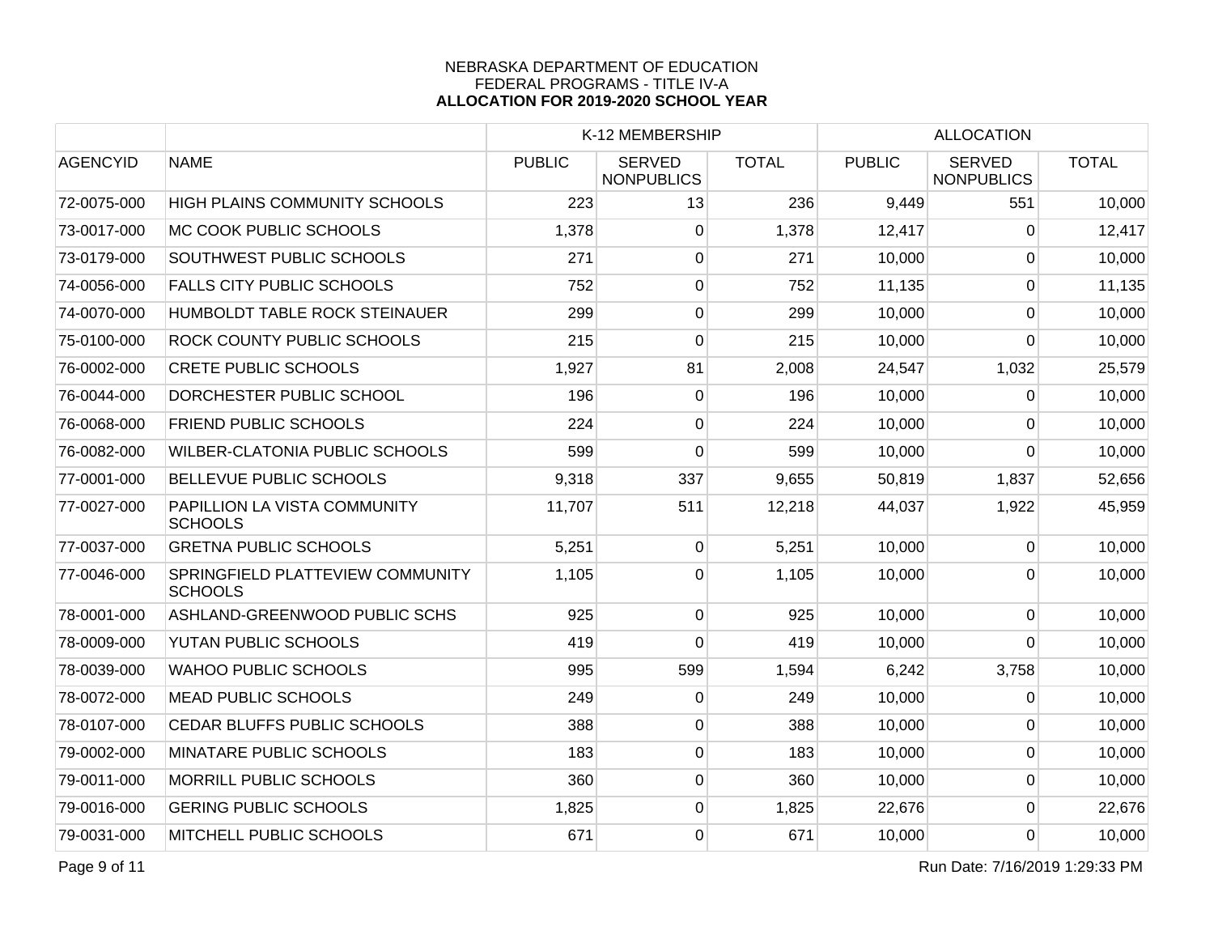NEBRASKA DEPARTMENT OF EDUCATION
FEDERAL PROGRAMS - TITLE IV-A
**ALLOCATION FOR 2019-2020 SCHOOL YEAR**

| | | K-12 MEMBERSHIP | | | ALLOCATION | | |
|---|---|---|---|---|---|---|---|
| AGENCYID | NAME | PUBLIC | SERVED NONPUBLICS | TOTAL | PUBLIC | SERVED NONPUBLICS | TOTAL |
| 72-0075-000 | HIGH PLAINS COMMUNITY SCHOOLS | 223 | 13 | 236 | 9,449 | 551 | 10,000 |
| 73-0017-000 | MC COOK PUBLIC SCHOOLS | 1,378 | 0 | 1,378 | 12,417 | 0 | 12,417 |
| 73-0179-000 | SOUTHWEST PUBLIC SCHOOLS | 271 | 0 | 271 | 10,000 | 0 | 10,000 |
| 74-0056-000 | FALLS CITY PUBLIC SCHOOLS | 752 | 0 | 752 | 11,135 | 0 | 11,135 |
| 74-0070-000 | HUMBOLDT TABLE ROCK STEINAUER | 299 | 0 | 299 | 10,000 | 0 | 10,000 |
| 75-0100-000 | ROCK COUNTY PUBLIC SCHOOLS | 215 | 0 | 215 | 10,000 | 0 | 10,000 |
| 76-0002-000 | CRETE PUBLIC SCHOOLS | 1,927 | 81 | 2,008 | 24,547 | 1,032 | 25,579 |
| 76-0044-000 | DORCHESTER PUBLIC SCHOOL | 196 | 0 | 196 | 10,000 | 0 | 10,000 |
| 76-0068-000 | FRIEND PUBLIC SCHOOLS | 224 | 0 | 224 | 10,000 | 0 | 10,000 |
| 76-0082-000 | WILBER-CLATONIA PUBLIC SCHOOLS | 599 | 0 | 599 | 10,000 | 0 | 10,000 |
| 77-0001-000 | BELLEVUE PUBLIC SCHOOLS | 9,318 | 337 | 9,655 | 50,819 | 1,837 | 52,656 |
| 77-0027-000 | PAPILLION LA VISTA COMMUNITY SCHOOLS | 11,707 | 511 | 12,218 | 44,037 | 1,922 | 45,959 |
| 77-0037-000 | GRETNA PUBLIC SCHOOLS | 5,251 | 0 | 5,251 | 10,000 | 0 | 10,000 |
| 77-0046-000 | SPRINGFIELD PLATTEVIEW COMMUNITY SCHOOLS | 1,105 | 0 | 1,105 | 10,000 | 0 | 10,000 |
| 78-0001-000 | ASHLAND-GREENWOOD PUBLIC SCHS | 925 | 0 | 925 | 10,000 | 0 | 10,000 |
| 78-0009-000 | YUTAN PUBLIC SCHOOLS | 419 | 0 | 419 | 10,000 | 0 | 10,000 |
| 78-0039-000 | WAHOO PUBLIC SCHOOLS | 995 | 599 | 1,594 | 6,242 | 3,758 | 10,000 |
| 78-0072-000 | MEAD PUBLIC SCHOOLS | 249 | 0 | 249 | 10,000 | 0 | 10,000 |
| 78-0107-000 | CEDAR BLUFFS PUBLIC SCHOOLS | 388 | 0 | 388 | 10,000 | 0 | 10,000 |
| 79-0002-000 | MINATARE PUBLIC SCHOOLS | 183 | 0 | 183 | 10,000 | 0 | 10,000 |
| 79-0011-000 | MORRILL PUBLIC SCHOOLS | 360 | 0 | 360 | 10,000 | 0 | 10,000 |
| 79-0016-000 | GERING PUBLIC SCHOOLS | 1,825 | 0 | 1,825 | 22,676 | 0 | 22,676 |
| 79-0031-000 | MITCHELL PUBLIC SCHOOLS | 671 | 0 | 671 | 10,000 | 0 | 10,000 |

Run Date: 7/16/2019 1:29:33 PM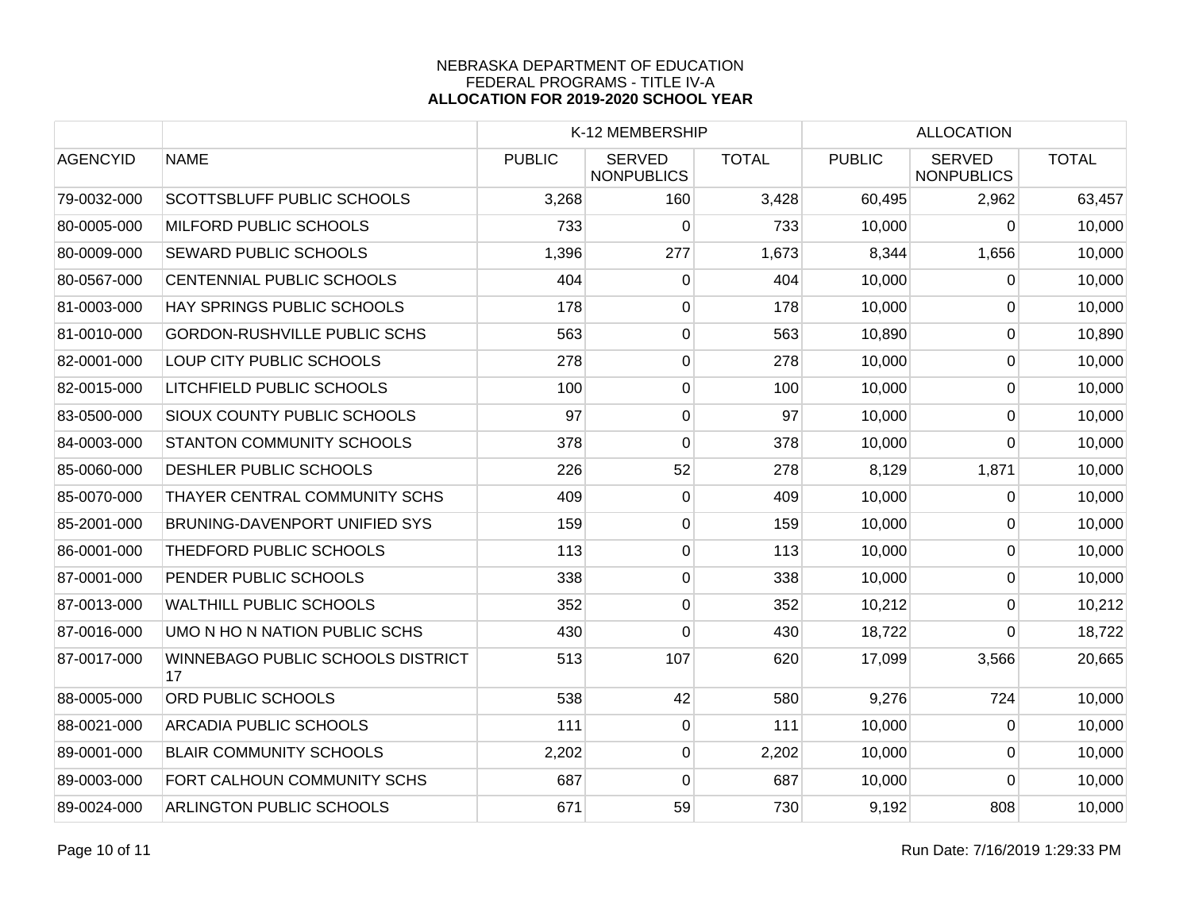NEBRASKA DEPARTMENT OF EDUCATION
FEDERAL PROGRAMS - TITLE IV-A
**ALLOCATION FOR 2019-2020 SCHOOL YEAR**

| | | K-12 MEMBERSHIP | | | ALLOCATION | | |
|---|---|---|---|---|---|---|---|
| AGENCYID | NAME | PUBLIC | SERVED NONPUBLICS | TOTAL | PUBLIC | SERVED NONPUBLICS | TOTAL |
| 79-0032-000 | SCOTTSBLUFF PUBLIC SCHOOLS | 3,268 | 160 | 3,428 | 60,495 | 2,962 | 63,457 |
| 80-0005-000 | MILFORD PUBLIC SCHOOLS | 733 | 0 | 733 | 10,000 | 0 | 10,000 |
| 80-0009-000 | SEWARD PUBLIC SCHOOLS | 1,396 | 277 | 1,673 | 8,344 | 1,656 | 10,000 |
| 80-0567-000 | CENTENNIAL PUBLIC SCHOOLS | 404 | 0 | 404 | 10,000 | 0 | 10,000 |
| 81-0003-000 | HAY SPRINGS PUBLIC SCHOOLS | 178 | 0 | 178 | 10,000 | 0 | 10,000 |
| 81-0010-000 | GORDON-RUSHVILLE PUBLIC SCHS | 563 | 0 | 563 | 10,890 | 0 | 10,890 |
| 82-0001-000 | LOUP CITY PUBLIC SCHOOLS | 278 | 0 | 278 | 10,000 | 0 | 10,000 |
| 82-0015-000 | LITCHFIELD PUBLIC SCHOOLS | 100 | 0 | 100 | 10,000 | 0 | 10,000 |
| 83-0500-000 | SIOUX COUNTY PUBLIC SCHOOLS | 97 | 0 | 97 | 10,000 | 0 | 10,000 |
| 84-0003-000 | STANTON COMMUNITY SCHOOLS | 378 | 0 | 378 | 10,000 | 0 | 10,000 |
| 85-0060-000 | DESHLER PUBLIC SCHOOLS | 226 | 52 | 278 | 8,129 | 1,871 | 10,000 |
| 85-0070-000 | THAYER CENTRAL COMMUNITY SCHS | 409 | 0 | 409 | 10,000 | 0 | 10,000 |
| 85-2001-000 | BRUNING-DAVENPORT UNIFIED SYS | 159 | 0 | 159 | 10,000 | 0 | 10,000 |
| 86-0001-000 | THEDFORD PUBLIC SCHOOLS | 113 | 0 | 113 | 10,000 | 0 | 10,000 |
| 87-0001-000 | PENDER PUBLIC SCHOOLS | 338 | 0 | 338 | 10,000 | 0 | 10,000 |
| 87-0013-000 | WALTHILL PUBLIC SCHOOLS | 352 | 0 | 352 | 10,212 | 0 | 10,212 |
| 87-0016-000 | UMO N HO N NATION PUBLIC SCHS | 430 | 0 | 430 | 18,722 | 0 | 18,722 |
| 87-0017-000 | WINNEBAGO PUBLIC SCHOOLS DISTRICT 17 | 513 | 107 | 620 | 17,099 | 3,566 | 20,665 |
| 88-0005-000 | ORD PUBLIC SCHOOLS | 538 | 42 | 580 | 9,276 | 724 | 10,000 |
| 88-0021-000 | ARCADIA PUBLIC SCHOOLS | 111 | 0 | 111 | 10,000 | 0 | 10,000 |
| 89-0001-000 | BLAIR COMMUNITY SCHOOLS | 2,202 | 0 | 2,202 | 10,000 | 0 | 10,000 |
| 89-0003-000 | FORT CALHOUN COMMUNITY SCHS | 687 | 0 | 687 | 10,000 | 0 | 10,000 |
| 89-0024-000 | ARLINGTON PUBLIC SCHOOLS | 671 | 59 | 730 | 9,192 | 808 | 10,000 |

Run Date: 7/16/2019 1:29:33 PM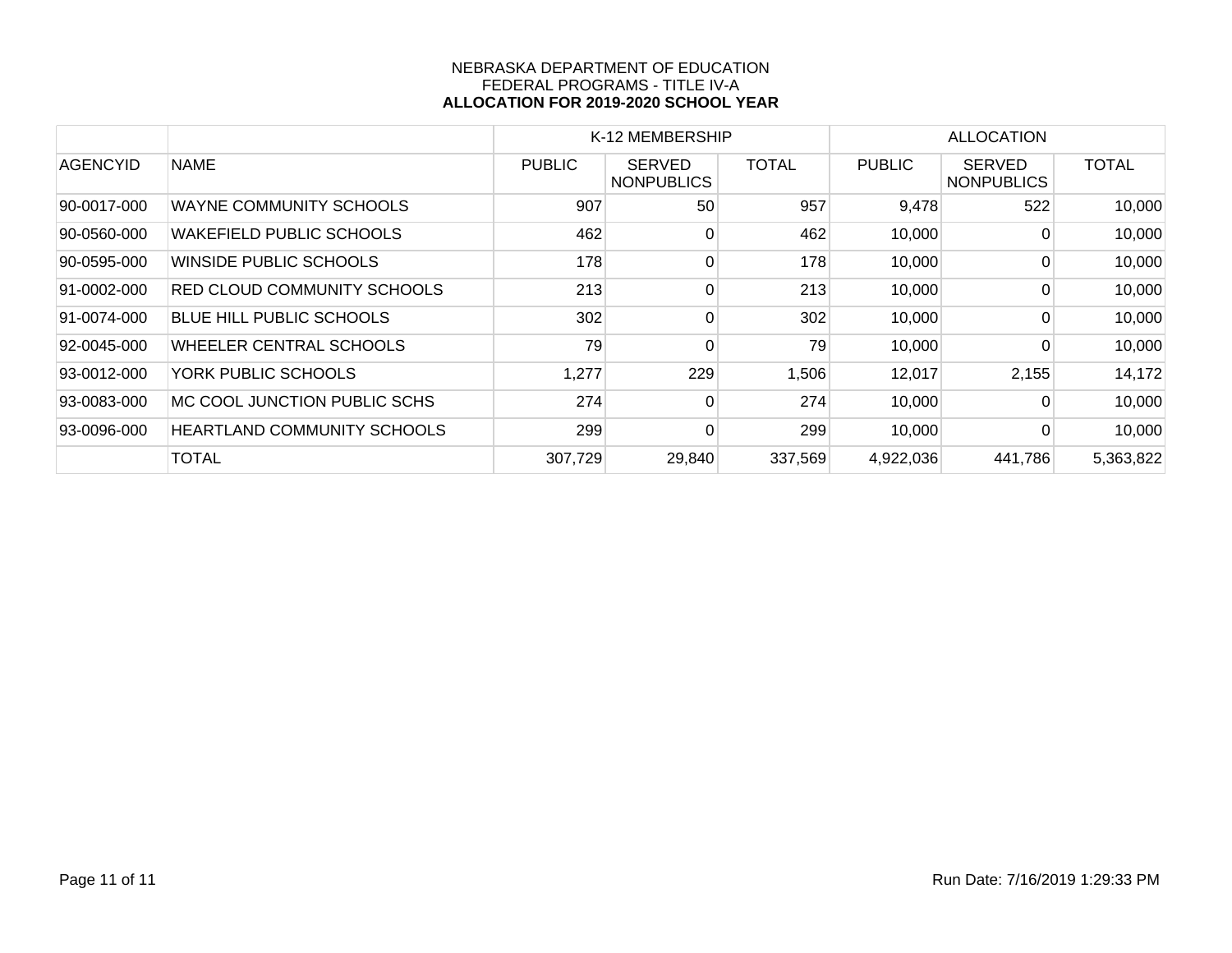NEBRASKA DEPARTMENT OF EDUCATION
FEDERAL PROGRAMS - TITLE IV-A
**ALLOCATION FOR 2019-2020 SCHOOL YEAR**

| | | K-12 MEMBERSHIP | | | ALLOCATION | | |
|---|---|---|---|---|---|---|---|
| AGENCYID | NAME | PUBLIC | SERVED NONPUBLICS | TOTAL | PUBLIC | SERVED NONPUBLICS | TOTAL |
| 90-0017-000 | WAYNE COMMUNITY SCHOOLS | 907 | 50 | 957 | 9,478 | 522 | 10,000 |
| 90-0560-000 | WAKEFIELD PUBLIC SCHOOLS | 462 | 0 | 462 | 10,000 | 0 | 10,000 |
| 90-0595-000 | WINSIDE PUBLIC SCHOOLS | 178 | 0 | 178 | 10,000 | 0 | 10,000 |
| 91-0002-000 | RED CLOUD COMMUNITY SCHOOLS | 213 | 0 | 213 | 10,000 | 0 | 10,000 |
| 91-0074-000 | BLUE HILL PUBLIC SCHOOLS | 302 | 0 | 302 | 10,000 | 0 | 10,000 |
| 92-0045-000 | WHEELER CENTRAL SCHOOLS | 79 | 0 | 79 | 10,000 | 0 | 10,000 |
| 93-0012-000 | YORK PUBLIC SCHOOLS | 1,277 | 229 | 1,506 | 12,017 | 2,155 | 14,172 |
| 93-0083-000 | MC COOL JUNCTION PUBLIC SCHS | 274 | 0 | 274 | 10,000 | 0 | 10,000 |
| 93-0096-000 | HEARTLAND COMMUNITY SCHOOLS | 299 | 0 | 299 | 10,000 | 0 | 10,000 |
| | TOTAL | 307,729 | 29,840 | 337,569 | 4,922,036 | 441,786 | 5,363,822 |

Run Date: 7/16/2019 1:29:33 PM